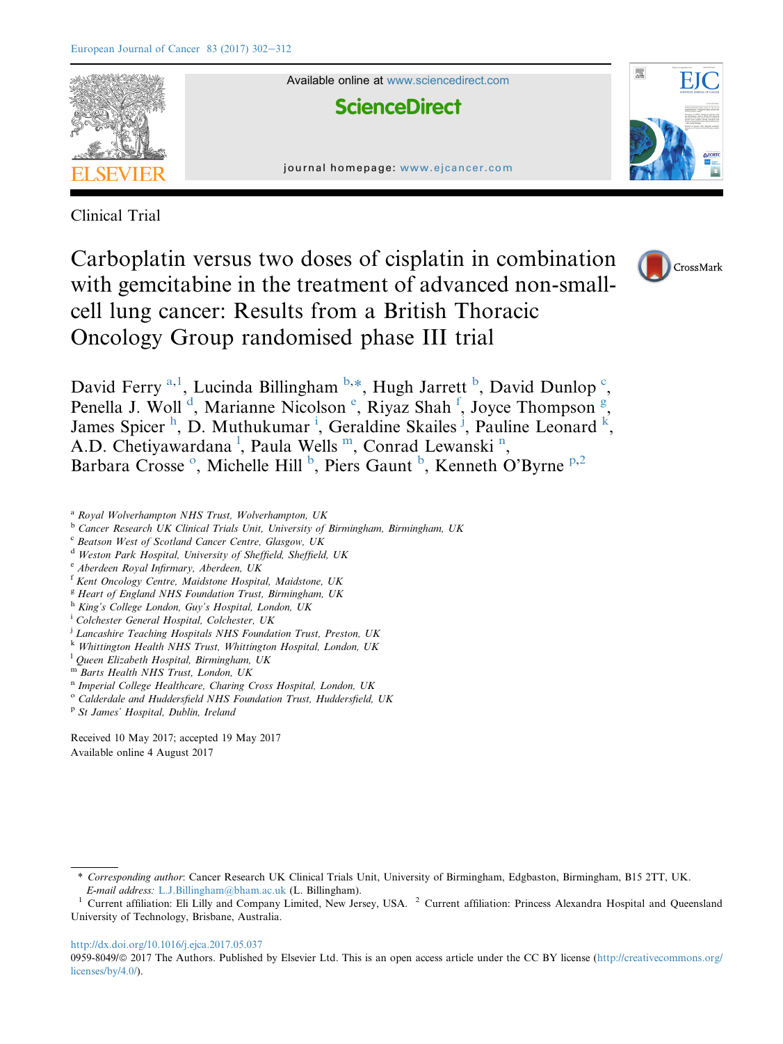Clinical Trial

# Carboplatin versus two doses of cisplatin in combination with gemcitabine in the treatment of advanced non-small-cell lung cancer: Results from a British Thoracic Oncology Group randomised phase III trial

David Ferry [a,1], Lucinda Billingham [b,*], Hugh Jarrett [b], David Dunlop [c], Penella J. Woll [d], Marianne Nicolson [e], Riyaz Shah [f], Joyce Thompson [g], James Spicer [h], D. Muthukumar [i], Geraldine Skailes [j], Pauline Leonard [k], A.D. Chetiyawardana [l], Paula Wells [m], Conrad Lewanski [n], Barbara Crosse [o], Michelle Hill [b], Piers Gaunt [b], Kenneth O'Byrne [p,2]

[a] Royal Wolverhampton NHS Trust, Wolverhampton, UK
[b] Cancer Research UK Clinical Trials Unit, University of Birmingham, Birmingham, UK
[c] Beatson West of Scotland Cancer Centre, Glasgow, UK
[d] Weston Park Hospital, University of Sheffield, Sheffield, UK
[e] Aberdeen Royal Infirmary, Aberdeen, UK
[f] Kent Oncology Centre, Maidstone Hospital, Maidstone, UK
[g] Heart of England NHS Foundation Trust, Birmingham, UK
[h] King's College London, Guy's Hospital, London, UK
[i] Colchester General Hospital, Colchester, UK
[j] Lancashire Teaching Hospitals NHS Foundation Trust, Preston, UK
[k] Whittington Health NHS Trust, Whittington Hospital, London, UK
[l] Queen Elizabeth Hospital, Birmingham, UK
[m] Barts Health NHS Trust, London, UK
[n] Imperial College Healthcare, Charing Cross Hospital, London, UK
[o] Calderdale and Huddersfield NHS Foundation Trust, Huddersfield, UK
[p] St James' Hospital, Dublin, Ireland

Received 10 May 2017; accepted 19 May 2017
Available online 4 August 2017

\* *Corresponding author*: Cancer Research UK Clinical Trials Unit, University of Birmingham, Edgbaston, Birmingham, B15 2TT, UK.
*E-mail address:* L.J.Billingham@bham.ac.uk (L. Billingham).

[1] Current affiliation: Eli Lilly and Company Limited, New Jersey, USA. [2] Current affiliation: Princess Alexandra Hospital and Queensland University of Technology, Brisbane, Australia.

http://dx.doi.org/10.1016/j.ejca.2017.05.037
0959-8049/© 2017 The Authors. Published by Elsevier Ltd. This is an open access article under the CC BY license (http://creativecommons.org/licenses/by/4.0/).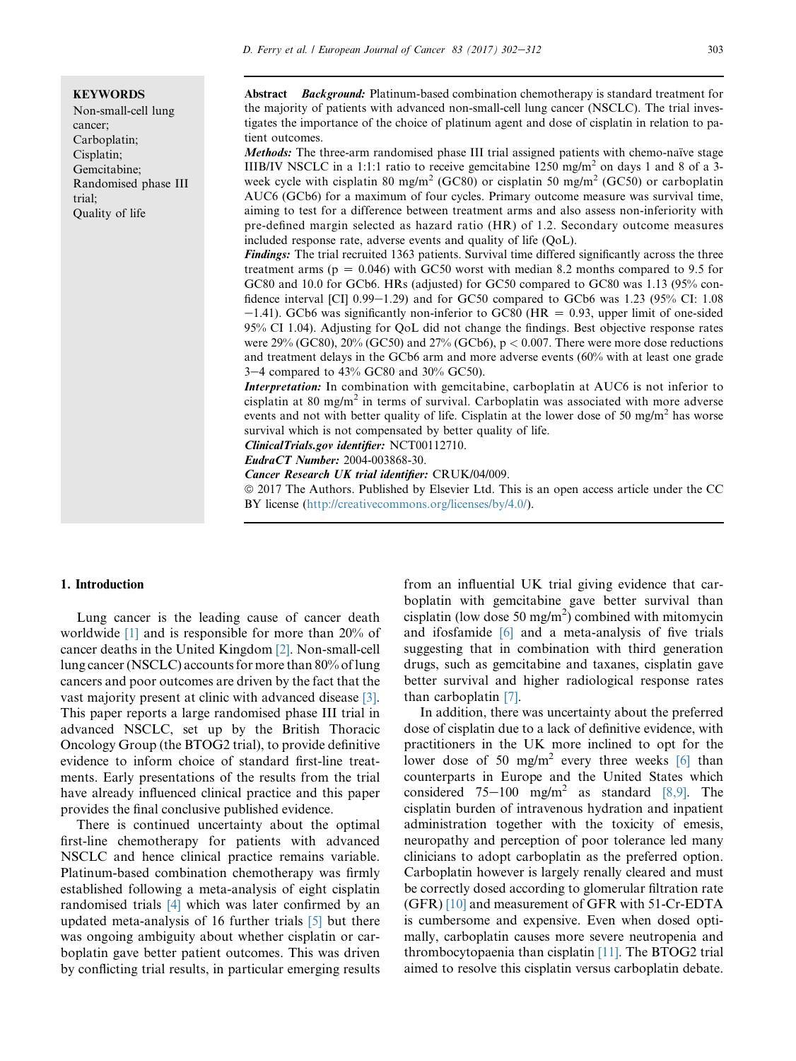**KEYWORDS**

Non-small-cell lung cancer;
Carboplatin;
Cisplatin;
Gemcitabine;
Randomised phase III trial;
Quality of life

**Abstract** ***Background:*** Platinum-based combination chemotherapy is standard treatment for the majority of patients with advanced non-small-cell lung cancer (NSCLC). The trial investigates the importance of the choice of platinum agent and dose of cisplatin in relation to patient outcomes.

***Methods:*** The three-arm randomised phase III trial assigned patients with chemo-naïve stage IIIB/IV NSCLC in a 1:1:1 ratio to receive gemcitabine 1250 mg/m$^2$ on days 1 and 8 of a 3-week cycle with cisplatin 80 mg/m$^2$ (GC80) or cisplatin 50 mg/m$^2$ (GC50) or carboplatin AUC6 (GCb6) for a maximum of four cycles. Primary outcome measure was survival time, aiming to test for a difference between treatment arms and also assess non-inferiority with pre-defined margin selected as hazard ratio (HR) of 1.2. Secondary outcome measures included response rate, adverse events and quality of life (QoL).

***Findings:*** The trial recruited 1363 patients. Survival time differed significantly across the three treatment arms ($p = 0.046$) with GC50 worst with median 8.2 months compared to 9.5 for GC80 and 10.0 for GCb6. HRs (adjusted) for GC50 compared to GC80 was 1.13 (95% confidence interval [CI] 0.99–1.29) and for GC50 compared to GCb6 was 1.23 (95% CI: 1.08–1.41). GCb6 was significantly non-inferior to GC80 (HR = 0.93, upper limit of one-sided 95% CI 1.04). Adjusting for QoL did not change the findings. Best objective response rates were 29% (GC80), 20% (GC50) and 27% (GCb6), $p < 0.007$. There were more dose reductions and treatment delays in the GCb6 arm and more adverse events (60% with at least one grade 3–4 compared to 43% GC80 and 30% GC50).

***Interpretation:*** In combination with gemcitabine, carboplatin at AUC6 is not inferior to cisplatin at 80 mg/m$^2$ in terms of survival. Carboplatin was associated with more adverse events and not with better quality of life. Cisplatin at the lower dose of 50 mg/m$^2$ has worse survival which is not compensated by better quality of life.

***ClinicalTrials.gov identifier:*** NCT00112710.

***EudraCT Number:*** 2004-003868-30.

***Cancer Research UK trial identifier:*** CRUK/04/009.

© 2017 The Authors. Published by Elsevier Ltd. This is an open access article under the CC BY license (http://creativecommons.org/licenses/by/4.0/).

## 1. Introduction

Lung cancer is the leading cause of cancer death worldwide [1] and is responsible for more than 20% of cancer deaths in the United Kingdom [2]. Non-small-cell lung cancer (NSCLC) accounts for more than 80% of lung cancers and poor outcomes are driven by the fact that the vast majority present at clinic with advanced disease [3]. This paper reports a large randomised phase III trial in advanced NSCLC, set up by the British Thoracic Oncology Group (the BTOG2 trial), to provide definitive evidence to inform choice of standard first-line treatments. Early presentations of the results from the trial have already influenced clinical practice and this paper provides the final conclusive published evidence.

There is continued uncertainty about the optimal first-line chemotherapy for patients with advanced NSCLC and hence clinical practice remains variable. Platinum-based combination chemotherapy was firmly established following a meta-analysis of eight cisplatin randomised trials [4] which was later confirmed by an updated meta-analysis of 16 further trials [5] but there was ongoing ambiguity about whether cisplatin or carboplatin gave better patient outcomes. This was driven by conflicting trial results, in particular emerging results from an influential UK trial giving evidence that carboplatin with gemcitabine gave better survival than cisplatin (low dose 50 mg/m$^2$) combined with mitomycin and ifosfamide [6] and a meta-analysis of five trials suggesting that in combination with third generation drugs, such as gemcitabine and taxanes, cisplatin gave better survival and higher radiological response rates than carboplatin [7].

In addition, there was uncertainty about the preferred dose of cisplatin due to a lack of definitive evidence, with practitioners in the UK more inclined to opt for the lower dose of 50 mg/m$^2$ every three weeks [6] than counterparts in Europe and the United States which considered 75–100 mg/m$^2$ as standard [8,9]. The cisplatin burden of intravenous hydration and inpatient administration together with the toxicity of emesis, neuropathy and perception of poor tolerance led many clinicians to adopt carboplatin as the preferred option. Carboplatin however is largely renally cleared and must be correctly dosed according to glomerular filtration rate (GFR) [10] and measurement of GFR with 51-Cr-EDTA is cumbersome and expensive. Even when dosed optimally, carboplatin causes more severe neutropenia and thrombocytopaenia than cisplatin [11]. The BTOG2 trial aimed to resolve this cisplatin versus carboplatin debate.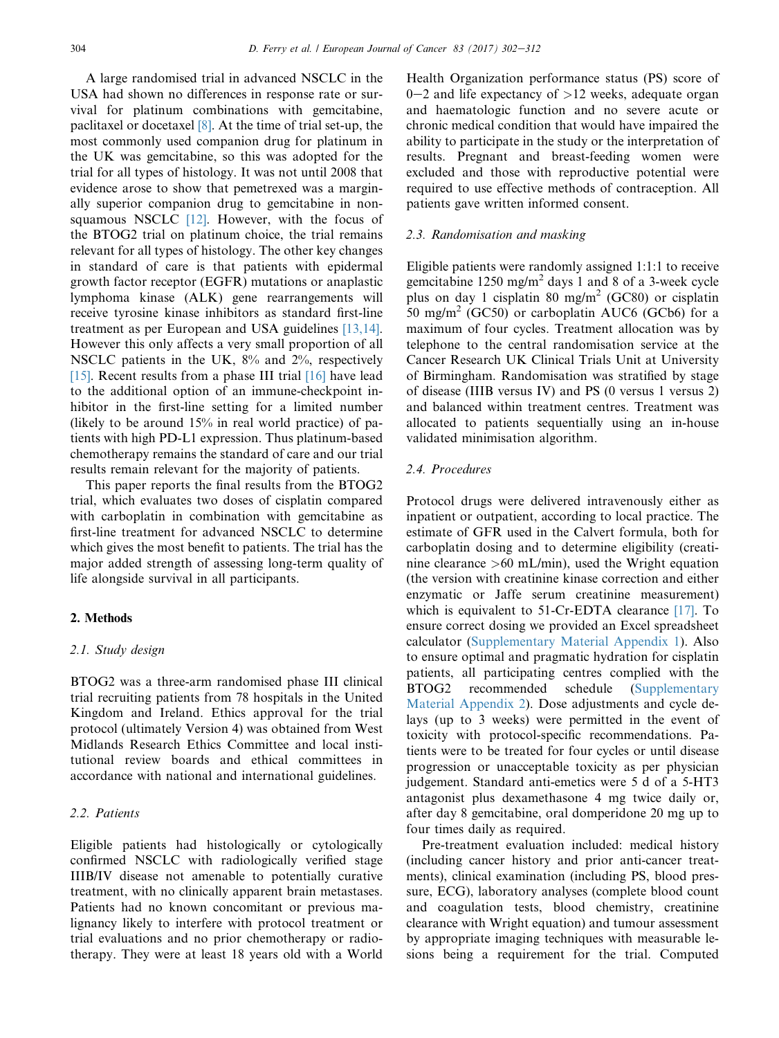A large randomised trial in advanced NSCLC in the USA had shown no differences in response rate or survival for platinum combinations with gemcitabine, paclitaxel or docetaxel [8]. At the time of trial set-up, the most commonly used companion drug for platinum in the UK was gemcitabine, so this was adopted for the trial for all types of histology. It was not until 2008 that evidence arose to show that pemetrexed was a marginally superior companion drug to gemcitabine in non-squamous NSCLC [12]. However, with the focus of the BTOG2 trial on platinum choice, the trial remains relevant for all types of histology. The other key changes in standard of care is that patients with epidermal growth factor receptor (EGFR) mutations or anaplastic lymphoma kinase (ALK) gene rearrangements will receive tyrosine kinase inhibitors as standard first-line treatment as per European and USA guidelines [13,14]. However this only affects a very small proportion of all NSCLC patients in the UK, 8% and 2%, respectively [15]. Recent results from a phase III trial [16] have lead to the additional option of an immune-checkpoint inhibitor in the first-line setting for a limited number (likely to be around 15% in real world practice) of patients with high PD-L1 expression. Thus platinum-based chemotherapy remains the standard of care and our trial results remain relevant for the majority of patients.

This paper reports the final results from the BTOG2 trial, which evaluates two doses of cisplatin compared with carboplatin in combination with gemcitabine as first-line treatment for advanced NSCLC to determine which gives the most benefit to patients. The trial has the major added strength of assessing long-term quality of life alongside survival in all participants.

## 2. Methods

### 2.1. Study design

BTOG2 was a three-arm randomised phase III clinical trial recruiting patients from 78 hospitals in the United Kingdom and Ireland. Ethics approval for the trial protocol (ultimately Version 4) was obtained from West Midlands Research Ethics Committee and local institutional review boards and ethical committees in accordance with national and international guidelines.

### 2.2. Patients

Eligible patients had histologically or cytologically confirmed NSCLC with radiologically verified stage IIIB/IV disease not amenable to potentially curative treatment, with no clinically apparent brain metastases. Patients had no known concomitant or previous malignancy likely to interfere with protocol treatment or trial evaluations and no prior chemotherapy or radiotherapy. They were at least 18 years old with a World Health Organization performance status (PS) score of 0–2 and life expectancy of >12 weeks, adequate organ and haematologic function and no severe acute or chronic medical condition that would have impaired the ability to participate in the study or the interpretation of results. Pregnant and breast-feeding women were excluded and those with reproductive potential were required to use effective methods of contraception. All patients gave written informed consent.

### 2.3. Randomisation and masking

Eligible patients were randomly assigned 1:1:1 to receive gemcitabine 1250 mg/m$^2$ days 1 and 8 of a 3-week cycle plus on day 1 cisplatin 80 mg/m$^2$ (GC80) or cisplatin 50 mg/m$^2$ (GC50) or carboplatin AUC6 (GCb6) for a maximum of four cycles. Treatment allocation was by telephone to the central randomisation service at the Cancer Research UK Clinical Trials Unit at University of Birmingham. Randomisation was stratified by stage of disease (IIIB versus IV) and PS (0 versus 1 versus 2) and balanced within treatment centres. Treatment was allocated to patients sequentially using an in-house validated minimisation algorithm.

### 2.4. Procedures

Protocol drugs were delivered intravenously either as inpatient or outpatient, according to local practice. The estimate of GFR used in the Calvert formula, both for carboplatin dosing and to determine eligibility (creatinine clearance >60 mL/min), used the Wright equation (the version with creatinine kinase correction and either enzymatic or Jaffe serum creatinine measurement) which is equivalent to 51-Cr-EDTA clearance [17]. To ensure correct dosing we provided an Excel spreadsheet calculator (Supplementary Material Appendix 1). Also to ensure optimal and pragmatic hydration for cisplatin patients, all participating centres complied with the BTOG2 recommended schedule (Supplementary Material Appendix 2). Dose adjustments and cycle delays (up to 3 weeks) were permitted in the event of toxicity with protocol-specific recommendations. Patients were to be treated for four cycles or until disease progression or unacceptable toxicity as per physician judgement. Standard anti-emetics were 5 d of a 5-HT3 antagonist plus dexamethasone 4 mg twice daily or, after day 8 gemcitabine, oral domperidone 20 mg up to four times daily as required.

Pre-treatment evaluation included: medical history (including cancer history and prior anti-cancer treatments), clinical examination (including PS, blood pressure, ECG), laboratory analyses (complete blood count and coagulation tests, blood chemistry, creatinine clearance with Wright equation) and tumour assessment by appropriate imaging techniques with measurable lesions being a requirement for the trial. Computed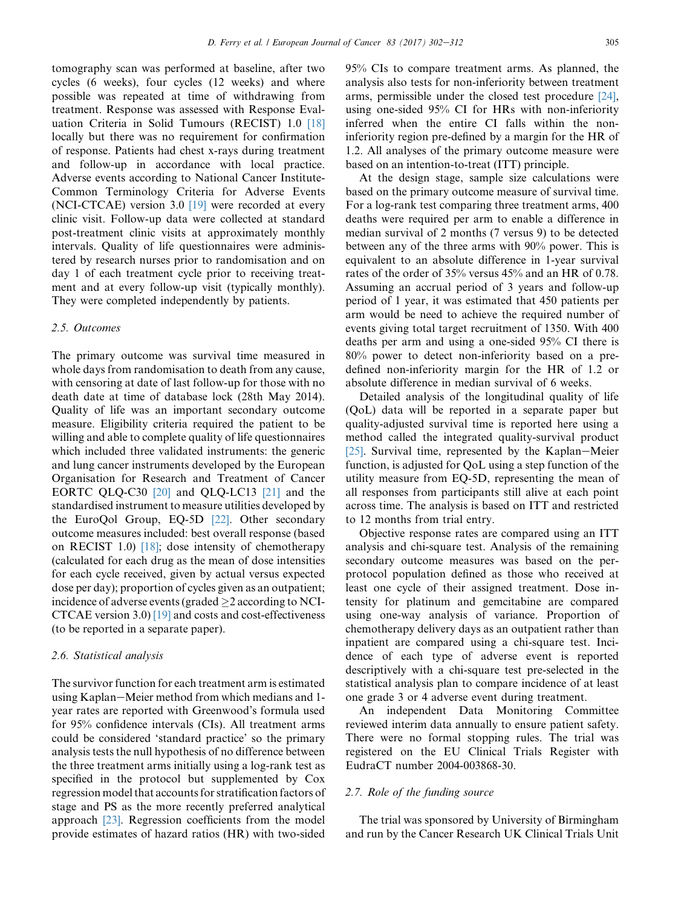tomography scan was performed at baseline, after two cycles (6 weeks), four cycles (12 weeks) and where possible was repeated at time of withdrawing from treatment. Response was assessed with Response Evaluation Criteria in Solid Tumours (RECIST) 1.0 [18] locally but there was no requirement for confirmation of response. Patients had chest x-rays during treatment and follow-up in accordance with local practice. Adverse events according to National Cancer Institute-Common Terminology Criteria for Adverse Events (NCI-CTCAE) version 3.0 [19] were recorded at every clinic visit. Follow-up data were collected at standard post-treatment clinic visits at approximately monthly intervals. Quality of life questionnaires were administered by research nurses prior to randomisation and on day 1 of each treatment cycle prior to receiving treatment and at every follow-up visit (typically monthly). They were completed independently by patients.

### 2.5. Outcomes

The primary outcome was survival time measured in whole days from randomisation to death from any cause, with censoring at date of last follow-up for those with no death date at time of database lock (28th May 2014). Quality of life was an important secondary outcome measure. Eligibility criteria required the patient to be willing and able to complete quality of life questionnaires which included three validated instruments: the generic and lung cancer instruments developed by the European Organisation for Research and Treatment of Cancer EORTC QLQ-C30 [20] and QLQ-LC13 [21] and the standardised instrument to measure utilities developed by the EuroQol Group, EQ-5D [22]. Other secondary outcome measures included: best overall response (based on RECIST 1.0) [18]; dose intensity of chemotherapy (calculated for each drug as the mean of dose intensities for each cycle received, given by actual versus expected dose per day); proportion of cycles given as an outpatient; incidence of adverse events (graded $\geq$2 according to NCI-CTCAE version 3.0) [19] and costs and cost-effectiveness (to be reported in a separate paper).

### 2.6. Statistical analysis

The survivor function for each treatment arm is estimated using Kaplan–Meier method from which medians and 1-year rates are reported with Greenwood's formula used for 95% confidence intervals (CIs). All treatment arms could be considered 'standard practice' so the primary analysis tests the null hypothesis of no difference between the three treatment arms initially using a log-rank test as specified in the protocol but supplemented by Cox regression model that accounts for stratification factors of stage and PS as the more recently preferred analytical approach [23]. Regression coefficients from the model provide estimates of hazard ratios (HR) with two-sided 95% CIs to compare treatment arms. As planned, the analysis also tests for non-inferiority between treatment arms, permissible under the closed test procedure [24], using one-sided 95% CI for HRs with non-inferiority inferred when the entire CI falls within the non-inferiority region pre-defined by a margin for the HR of 1.2. All analyses of the primary outcome measure were based on an intention-to-treat (ITT) principle.

At the design stage, sample size calculations were based on the primary outcome measure of survival time. For a log-rank test comparing three treatment arms, 400 deaths were required per arm to enable a difference in median survival of 2 months (7 versus 9) to be detected between any of the three arms with 90% power. This is equivalent to an absolute difference in 1-year survival rates of the order of 35% versus 45% and an HR of 0.78. Assuming an accrual period of 3 years and follow-up period of 1 year, it was estimated that 450 patients per arm would be need to achieve the required number of events giving total target recruitment of 1350. With 400 deaths per arm and using a one-sided 95% CI there is 80% power to detect non-inferiority based on a pre-defined non-inferiority margin for the HR of 1.2 or absolute difference in median survival of 6 weeks.

Detailed analysis of the longitudinal quality of life (QoL) data will be reported in a separate paper but quality-adjusted survival time is reported here using a method called the integrated quality-survival product [25]. Survival time, represented by the Kaplan–Meier function, is adjusted for QoL using a step function of the utility measure from EQ-5D, representing the mean of all responses from participants still alive at each point across time. The analysis is based on ITT and restricted to 12 months from trial entry.

Objective response rates are compared using an ITT analysis and chi-square test. Analysis of the remaining secondary outcome measures was based on the per-protocol population defined as those who received at least one cycle of their assigned treatment. Dose intensity for platinum and gemcitabine are compared using one-way analysis of variance. Proportion of chemotherapy delivery days as an outpatient rather than inpatient are compared using a chi-square test. Incidence of each type of adverse event is reported descriptively with a chi-square test pre-selected in the statistical analysis plan to compare incidence of at least one grade 3 or 4 adverse event during treatment.

An independent Data Monitoring Committee reviewed interim data annually to ensure patient safety. There were no formal stopping rules. The trial was registered on the EU Clinical Trials Register with EudraCT number 2004-003868-30.

### 2.7. Role of the funding source

The trial was sponsored by University of Birmingham and run by the Cancer Research UK Clinical Trials Unit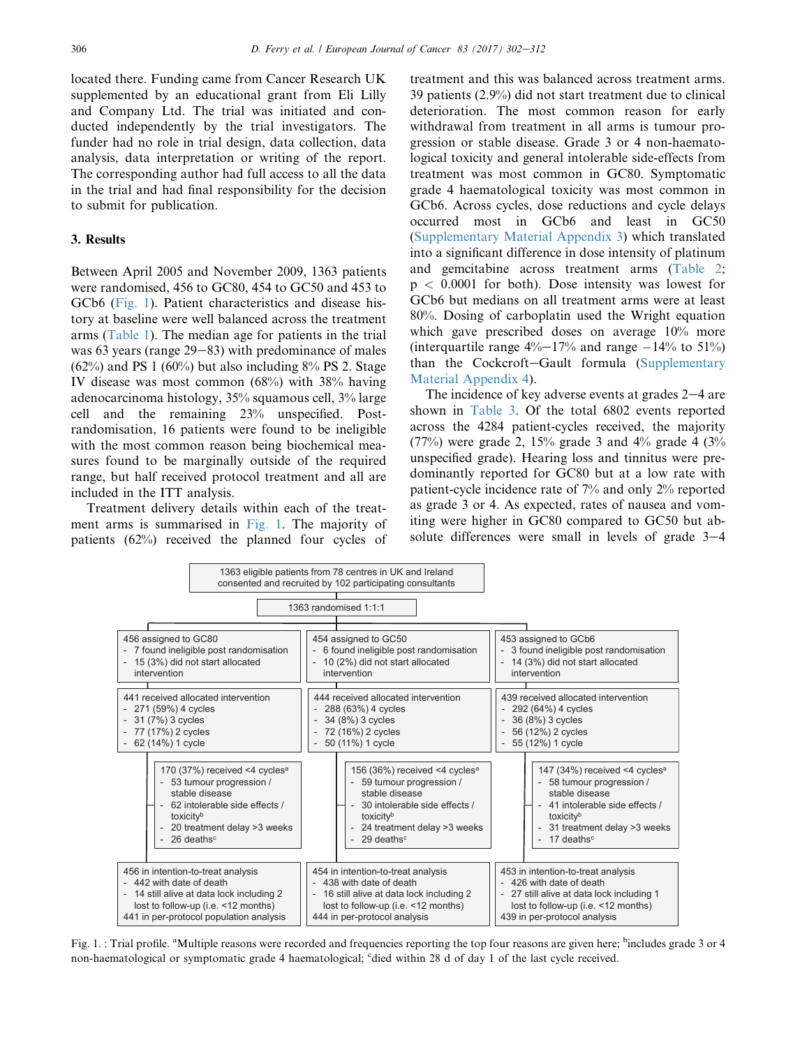located there. Funding came from Cancer Research UK supplemented by an educational grant from Eli Lilly and Company Ltd. The trial was initiated and conducted independently by the trial investigators. The funder had no role in trial design, data collection, data analysis, data interpretation or writing of the report. The corresponding author had full access to all the data in the trial and had final responsibility for the decision to submit for publication.

## 3. Results

Between April 2005 and November 2009, 1363 patients were randomised, 456 to GC80, 454 to GC50 and 453 to GCb6 (Fig. 1). Patient characteristics and disease history at baseline were well balanced across the treatment arms (Table 1). The median age for patients in the trial was 63 years (range 29–83) with predominance of males (62%) and PS 1 (60%) but also including 8% PS 2. Stage IV disease was most common (68%) with 38% having adenocarcinoma histology, 35% squamous cell, 3% large cell and the remaining 23% unspecified. Post-randomisation, 16 patients were found to be ineligible with the most common reason being biochemical measures found to be marginally outside of the required range, but half received protocol treatment and all are included in the ITT analysis.

Treatment delivery details within each of the treatment arms is summarised in Fig. 1. The majority of patients (62%) received the planned four cycles of treatment and this was balanced across treatment arms. 39 patients (2.9%) did not start treatment due to clinical deterioration. The most common reason for early withdrawal from treatment in all arms is tumour progression or stable disease. Grade 3 or 4 non-haematological toxicity and general intolerable side-effects from treatment was most common in GC80. Symptomatic grade 4 haematological toxicity was most common in GCb6. Across cycles, dose reductions and cycle delays occurred most in GCb6 and least in GC50 (Supplementary Material Appendix 3) which translated into a significant difference in dose intensity of platinum and gemcitabine across treatment arms (Table 2; $p < 0.0001$ for both). Dose intensity was lowest for GCb6 but medians on all treatment arms were at least 80%. Dosing of carboplatin used the Wright equation which gave prescribed doses on average 10% more (interquartile range 4%–17% and range −14% to 51%) than the Cockcroft–Gault formula (Supplementary Material Appendix 4).

The incidence of key adverse events at grades 2–4 are shown in Table 3. Of the total 6802 events reported across the 4284 patient-cycles received, the majority (77%) were grade 2, 15% grade 3 and 4% grade 4 (3% unspecified grade). Hearing loss and tinnitus were predominantly reported for GC80 but at a low rate with patient-cycle incidence rate of 7% and only 2% reported as grade 3 or 4. As expected, rates of nausea and vomiting were higher in GC80 compared to GC50 but absolute differences were small in levels of grade 3–4

1363 eligible patients from 78 centres in UK and Ireland consented and recruited by 102 participating consultants

1363 randomised 1:1:1

| GC80 | GC50 | GCb6 |
|---|---|---|
| 456 assigned to GC80<br>- 7 found ineligible post randomisation<br>- 15 (3%) did not start allocated intervention | 454 assigned to GC50<br>- 6 found ineligible post randomisation<br>- 10 (2%) did not start allocated intervention | 453 assigned to GCb6<br>- 3 found ineligible post randomisation<br>- 14 (3%) did not start allocated intervention |
| 441 received allocated intervention<br>- 271 (59%) 4 cycles<br>- 31 (7%) 3 cycles<br>- 77 (17%) 2 cycles<br>- 62 (14%) 1 cycle | 444 received allocated intervention<br>- 288 (63%) 4 cycles<br>- 34 (8%) 3 cycles<br>- 72 (16%) 2 cycles<br>- 50 (11%) 1 cycle | 439 received allocated intervention<br>- 292 (64%) 4 cycles<br>- 36 (8%) 3 cycles<br>- 56 (12%) 2 cycles<br>- 55 (12%) 1 cycle |
| 170 (37%) received <4 cycles[a]<br>- 53 tumour progression / stable disease<br>- 62 intolerable side effects / toxicity[b]<br>- 20 treatment delay >3 weeks<br>- 26 deaths[c] | 156 (36%) received <4 cycles[a]<br>- 59 tumour progression / stable disease<br>- 30 intolerable side effects / toxicity[b]<br>- 24 treatment delay >3 weeks<br>- 29 deaths[c] | 147 (34%) received <4 cycles[a]<br>- 58 tumour progression / stable disease<br>- 41 intolerable side effects / toxicity[b]<br>- 31 treatment delay >3 weeks<br>- 17 deaths[c] |
| 456 in intention-to-treat analysis<br>- 442 with date of death<br>- 14 still alive at data lock including 2 lost to follow-up (i.e. <12 months)<br>441 in per-protocol population analysis | 454 in intention-to-treat analysis<br>- 438 with date of death<br>- 16 still alive at data lock including 2 lost to follow-up (i.e. <12 months)<br>444 in per-protocol analysis | 453 in intention-to-treat analysis<br>- 426 with date of death<br>- 27 still alive at data lock including 1 lost to follow-up (i.e. <12 months)<br>439 in per-protocol analysis |

Fig. 1. : Trial profile. [a]Multiple reasons were recorded and frequencies reporting the top four reasons are given here; [b]includes grade 3 or 4 non-haematological or symptomatic grade 4 haematological; [c]died within 28 d of day 1 of the last cycle received.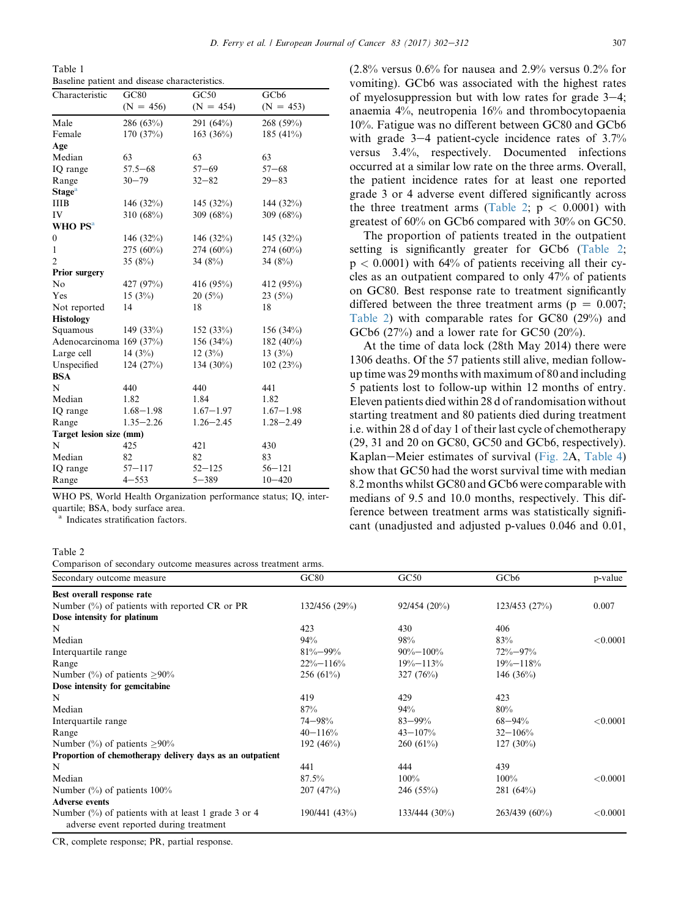Table 1
Baseline patient and disease characteristics.

| Characteristic | GC80 (N = 456) | GC50 (N = 454) | GCb6 (N = 453) |
|---|---|---|---|
| Male | 286 (63%) | 291 (64%) | 268 (59%) |
| Female | 170 (37%) | 163 (36%) | 185 (41%) |
| **Age** | | | |
| Median | 63 | 63 | 63 |
| IQ range | 57.5–68 | 57–69 | 57–68 |
| Range | 30–79 | 32–82 | 29–83 |
| **Stage**[a] | | | |
| IIIB | 146 (32%) | 145 (32%) | 144 (32%) |
| IV | 310 (68%) | 309 (68%) | 309 (68%) |
| **WHO PS**[a] | | | |
| 0 | 146 (32%) | 146 (32%) | 145 (32%) |
| 1 | 275 (60%) | 274 (60%) | 274 (60%) |
| 2 | 35 (8%) | 34 (8%) | 34 (8%) |
| **Prior surgery** | | | |
| No | 427 (97%) | 416 (95%) | 412 (95%) |
| Yes | 15 (3%) | 20 (5%) | 23 (5%) |
| Not reported | 14 | 18 | 18 |
| **Histology** | | | |
| Squamous | 149 (33%) | 152 (33%) | 156 (34%) |
| Adenocarcinoma | 169 (37%) | 156 (34%) | 182 (40%) |
| Large cell | 14 (3%) | 12 (3%) | 13 (3%) |
| Unspecified | 124 (27%) | 134 (30%) | 102 (23%) |
| **BSA** | | | |
| N | 440 | 440 | 441 |
| Median | 1.82 | 1.84 | 1.82 |
| IQ range | 1.68–1.98 | 1.67–1.97 | 1.67–1.98 |
| Range | 1.35–2.26 | 1.26–2.45 | 1.28–2.49 |
| **Target lesion size (mm)** | | | |
| N | 425 | 421 | 430 |
| Median | 82 | 82 | 83 |
| IQ range | 57–117 | 52–125 | 56–121 |
| Range | 4–553 | 5–389 | 10–420 |

WHO PS, World Health Organization performance status; IQ, interquartile; BSA, body surface area.
[a] Indicates stratification factors.

(2.8% versus 0.6% for nausea and 2.9% versus 0.2% for vomiting). GCb6 was associated with the highest rates of myelosuppression but with low rates for grade 3–4; anaemia 4%, neutropenia 16% and thrombocytopaenia 10%. Fatigue was no different between GC80 and GCb6 with grade 3–4 patient-cycle incidence rates of 3.7% versus 3.4%, respectively. Documented infections occurred at a similar low rate on the three arms. Overall, the patient incidence rates for at least one reported grade 3 or 4 adverse event differed significantly across the three treatment arms (Table 2; $p < 0.0001$) with greatest of 60% on GCb6 compared with 30% on GC50.

The proportion of patients treated in the outpatient setting is significantly greater for GCb6 (Table 2; $p < 0.0001$) with 64% of patients receiving all their cycles as an outpatient compared to only 47% of patients on GC80. Best response rate to treatment significantly differed between the three treatment arms ($p = 0.007$; Table 2) with comparable rates for GC80 (29%) and GCb6 (27%) and a lower rate for GC50 (20%).

At the time of data lock (28th May 2014) there were 1306 deaths. Of the 57 patients still alive, median follow-up time was 29 months with maximum of 80 and including 5 patients lost to follow-up within 12 months of entry. Eleven patients died within 28 d of randomisation without starting treatment and 80 patients died during treatment i.e. within 28 d of day 1 of their last cycle of chemotherapy (29, 31 and 20 on GC80, GC50 and GCb6, respectively). Kaplan–Meier estimates of survival (Fig. 2A, Table 4) show that GC50 had the worst survival time with median 8.2 months whilst GC80 and GCb6 were comparable with medians of 9.5 and 10.0 months, respectively. This difference between treatment arms was statistically significant (unadjusted and adjusted p-values 0.046 and 0.01,

Table 2
Comparison of secondary outcome measures across treatment arms.

| Secondary outcome measure | GC80 | GC50 | GCb6 | p-value |
|---|---|---|---|---|
| **Best overall response rate** | | | | |
| Number (%) of patients with reported CR or PR | 132/456 (29%) | 92/454 (20%) | 123/453 (27%) | 0.007 |
| **Dose intensity for platinum** | | | | |
| N | 423 | 430 | 406 | |
| Median | 94% | 98% | 83% | <0.0001 |
| Interquartile range | 81%–99% | 90%–100% | 72%–97% | |
| Range | 22%–116% | 19%–113% | 19%–118% | |
| Number (%) of patients ≥90% | 256 (61%) | 327 (76%) | 146 (36%) | |
| **Dose intensity for gemcitabine** | | | | |
| N | 419 | 429 | 423 | |
| Median | 87% | 94% | 80% | |
| Interquartile range | 74–98% | 83–99% | 68–94% | <0.0001 |
| Range | 40–116% | 43–107% | 32–106% | |
| Number (%) of patients ≥90% | 192 (46%) | 260 (61%) | 127 (30%) | |
| **Proportion of chemotherapy delivery days as an outpatient** | | | | |
| N | 441 | 444 | 439 | |
| Median | 87.5% | 100% | 100% | <0.0001 |
| Number (%) of patients 100% | 207 (47%) | 246 (55%) | 281 (64%) | |
| **Adverse events** | | | | |
| Number (%) of patients with at least 1 grade 3 or 4 adverse event reported during treatment | 190/441 (43%) | 133/444 (30%) | 263/439 (60%) | <0.0001 |

CR, complete response; PR, partial response.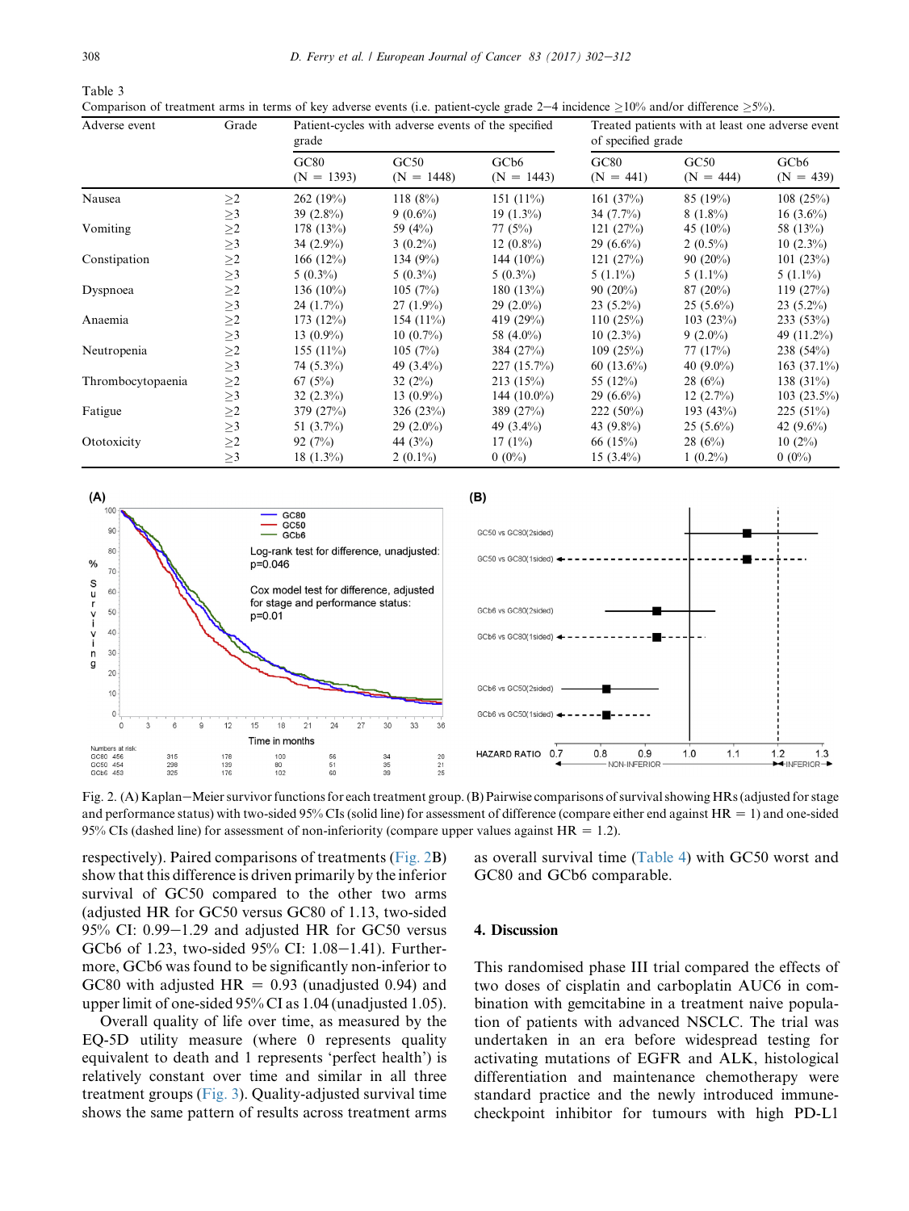Table 3
Comparison of treatment arms in terms of key adverse events (i.e. patient-cycle grade 2–4 incidence ≥10% and/or difference ≥5%).

| Adverse event | Grade | Patient-cycles with adverse events of the specified grade | | | Treated patients with at least one adverse event of specified grade | | |
|---|---|---|---|---|---|---|---|
| | | GC80 (N = 1393) | GC50 (N = 1448) | GCb6 (N = 1443) | GC80 (N = 441) | GC50 (N = 444) | GCb6 (N = 439) |
| Nausea | ≥2 | 262 (19%) | 118 (8%) | 151 (11%) | 161 (37%) | 85 (19%) | 108 (25%) |
| | ≥3 | 39 (2.8%) | 9 (0.6%) | 19 (1.3%) | 34 (7.7%) | 8 (1.8%) | 16 (3.6%) |
| Vomiting | ≥2 | 178 (13%) | 59 (4%) | 77 (5%) | 121 (27%) | 45 (10%) | 58 (13%) |
| | ≥3 | 34 (2.9%) | 3 (0.2%) | 12 (0.8%) | 29 (6.6%) | 2 (0.5%) | 10 (2.3%) |
| Constipation | ≥2 | 166 (12%) | 134 (9%) | 144 (10%) | 121 (27%) | 90 (20%) | 101 (23%) |
| | ≥3 | 5 (0.3%) | 5 (0.3%) | 5 (0.3%) | 5 (1.1%) | 5 (1.1%) | 5 (1.1%) |
| Dyspnoea | ≥2 | 136 (10%) | 105 (7%) | 180 (13%) | 90 (20%) | 87 (20%) | 119 (27%) |
| | ≥3 | 24 (1.7%) | 27 (1.9%) | 29 (2.0%) | 23 (5.2%) | 25 (5.6%) | 23 (5.2%) |
| Anaemia | ≥2 | 173 (12%) | 154 (11%) | 419 (29%) | 110 (25%) | 103 (23%) | 233 (53%) |
| | ≥3 | 13 (0.9%) | 10 (0.7%) | 58 (4.0%) | 10 (2.3%) | 9 (2.0%) | 49 (11.2%) |
| Neutropenia | ≥2 | 155 (11%) | 105 (7%) | 384 (27%) | 109 (25%) | 77 (17%) | 238 (54%) |
| | ≥3 | 74 (5.3%) | 49 (3.4%) | 227 (15.7%) | 60 (13.6%) | 40 (9.0%) | 163 (37.1%) |
| Thrombocytopaenia | ≥2 | 67 (5%) | 32 (2%) | 213 (15%) | 55 (12%) | 28 (6%) | 138 (31%) |
| | ≥3 | 32 (2.3%) | 13 (0.9%) | 144 (10.0%) | 29 (6.6%) | 12 (2.7%) | 103 (23.5%) |
| Fatigue | ≥2 | 379 (27%) | 326 (23%) | 389 (27%) | 222 (50%) | 193 (43%) | 225 (51%) |
| | ≥3 | 51 (3.7%) | 29 (2.0%) | 49 (3.4%) | 43 (9.8%) | 25 (5.6%) | 42 (9.6%) |
| Ototoxicity | ≥2 | 92 (7%) | 44 (3%) | 17 (1%) | 66 (15%) | 28 (6%) | 10 (2%) |
| | ≥3 | 18 (1.3%) | 2 (0.1%) | 0 (0%) | 15 (3.4%) | 1 (0.2%) | 0 (0%) |

Fig. 2. (A) Kaplan–Meier survivor functions for each treatment group. (B) Pairwise comparisons of survival showing HRs (adjusted for stage and performance status) with two-sided 95% CIs (solid line) for assessment of difference (compare either end against HR = 1) and one-sided 95% CIs (dashed line) for assessment of non-inferiority (compare upper values against HR = 1.2).

respectively). Paired comparisons of treatments (Fig. 2B) show that this difference is driven primarily by the inferior survival of GC50 compared to the other two arms (adjusted HR for GC50 versus GC80 of 1.13, two-sided 95% CI: 0.99–1.29 and adjusted HR for GC50 versus GCb6 of 1.23, two-sided 95% CI: 1.08–1.41). Furthermore, GCb6 was found to be significantly non-inferior to GC80 with adjusted HR = 0.93 (unadjusted 0.94) and upper limit of one-sided 95% CI as 1.04 (unadjusted 1.05).

Overall quality of life over time, as measured by the EQ-5D utility measure (where 0 represents quality equivalent to death and 1 represents 'perfect health') is relatively constant over time and similar in all three treatment groups (Fig. 3). Quality-adjusted survival time shows the same pattern of results across treatment arms as overall survival time (Table 4) with GC50 worst and GC80 and GCb6 comparable.

## 4. Discussion

This randomised phase III trial compared the effects of two doses of cisplatin and carboplatin AUC6 in combination with gemcitabine in a treatment naive population of patients with advanced NSCLC. The trial was undertaken in an era before widespread testing for activating mutations of EGFR and ALK, histological differentiation and maintenance chemotherapy were standard practice and the newly introduced immune-checkpoint inhibitor for tumours with high PD-L1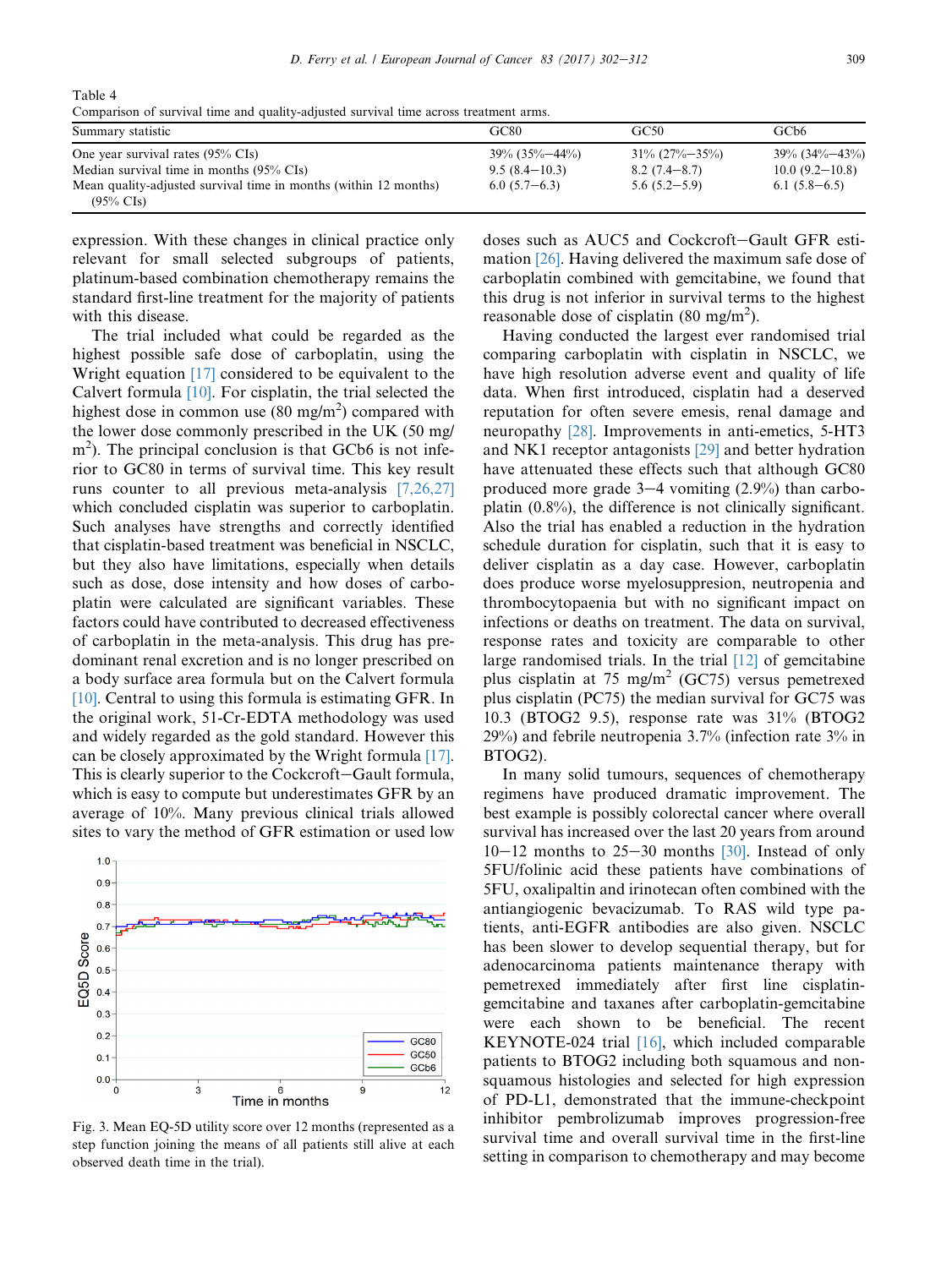Table 4
Comparison of survival time and quality-adjusted survival time across treatment arms.

| Summary statistic | GC80 | GC50 | GCb6 |
|---|---|---|---|
| One year survival rates (95% CIs) | 39% (35%–44%) | 31% (27%–35%) | 39% (34%–43%) |
| Median survival time in months (95% CIs) | 9.5 (8.4–10.3) | 8.2 (7.4–8.7) | 10.0 (9.2–10.8) |
| Mean quality-adjusted survival time in months (within 12 months) (95% CIs) | 6.0 (5.7–6.3) | 5.6 (5.2–5.9) | 6.1 (5.8–6.5) |

expression. With these changes in clinical practice only relevant for small selected subgroups of patients, platinum-based combination chemotherapy remains the standard first-line treatment for the majority of patients with this disease.

The trial included what could be regarded as the highest possible safe dose of carboplatin, using the Wright equation [17] considered to be equivalent to the Calvert formula [10]. For cisplatin, the trial selected the highest dose in common use (80 mg/m$^2$) compared with the lower dose commonly prescribed in the UK (50 mg/m$^2$). The principal conclusion is that GCb6 is not inferior to GC80 in terms of survival time. This key result runs counter to all previous meta-analysis [7,26,27] which concluded cisplatin was superior to carboplatin. Such analyses have strengths and correctly identified that cisplatin-based treatment was beneficial in NSCLC, but they also have limitations, especially when details such as dose, dose intensity and how doses of carboplatin were calculated are significant variables. These factors could have contributed to decreased effectiveness of carboplatin in the meta-analysis. This drug has predominant renal excretion and is no longer prescribed on a body surface area formula but on the Calvert formula [10]. Central to using this formula is estimating GFR. In the original work, 51-Cr-EDTA methodology was used and widely regarded as the gold standard. However this can be closely approximated by the Wright formula [17]. This is clearly superior to the Cockcroft–Gault formula, which is easy to compute but underestimates GFR by an average of 10%. Many previous clinical trials allowed sites to vary the method of GFR estimation or used low doses such as AUC5 and Cockcroft–Gault GFR estimation [26]. Having delivered the maximum safe dose of carboplatin combined with gemcitabine, we found that this drug is not inferior in survival terms to the highest reasonable dose of cisplatin (80 mg/m$^2$).

Fig. 3. Mean EQ-5D utility score over 12 months (represented as a step function joining the means of all patients still alive at each observed death time in the trial).

Having conducted the largest ever randomised trial comparing carboplatin with cisplatin in NSCLC, we have high resolution adverse event and quality of life data. When first introduced, cisplatin had a deserved reputation for often severe emesis, renal damage and neuropathy [28]. Improvements in anti-emetics, 5-HT3 and NK1 receptor antagonists [29] and better hydration have attenuated these effects such that although GC80 produced more grade 3–4 vomiting (2.9%) than carboplatin (0.8%), the difference is not clinically significant. Also the trial has enabled a reduction in the hydration schedule duration for cisplatin, such that it is easy to deliver cisplatin as a day case. However, carboplatin does produce worse myelosuppresion, neutropenia and thrombocytopaenia but with no significant impact on infections or deaths on treatment. The data on survival, response rates and toxicity are comparable to other large randomised trials. In the trial [12] of gemcitabine plus cisplatin at 75 mg/m$^2$ (GC75) versus pemetrexed plus cisplatin (PC75) the median survival for GC75 was 10.3 (BTOG2 9.5), response rate was 31% (BTOG2 29%) and febrile neutropenia 3.7% (infection rate 3% in BTOG2).

In many solid tumours, sequences of chemotherapy regimens have produced dramatic improvement. The best example is possibly colorectal cancer where overall survival has increased over the last 20 years from around 10–12 months to 25–30 months [30]. Instead of only 5FU/folinic acid these patients have combinations of 5FU, oxalipaltin and irinotecan often combined with the antiangiogenic bevacizumab. To RAS wild type patients, anti-EGFR antibodies are also given. NSCLC has been slower to develop sequential therapy, but for adenocarcinoma patients maintenance therapy with pemetrexed immediately after first line cisplatin-gemcitabine and taxanes after carboplatin-gemcitabine were each shown to be beneficial. The recent KEYNOTE-024 trial [16], which included comparable patients to BTOG2 including both squamous and non-squamous histologies and selected for high expression of PD-L1, demonstrated that the immune-checkpoint inhibitor pembrolizumab improves progression-free survival time and overall survival time in the first-line setting in comparison to chemotherapy and may become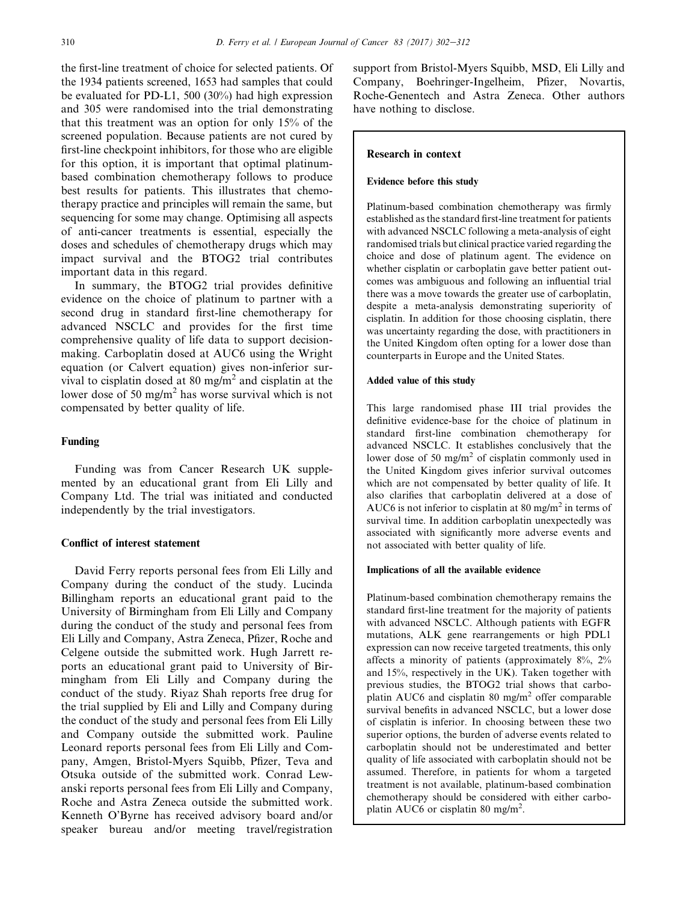the first-line treatment of choice for selected patients. Of the 1934 patients screened, 1653 had samples that could be evaluated for PD-L1, 500 (30%) had high expression and 305 were randomised into the trial demonstrating that this treatment was an option for only 15% of the screened population. Because patients are not cured by first-line checkpoint inhibitors, for those who are eligible for this option, it is important that optimal platinum-based combination chemotherapy follows to produce best results for patients. This illustrates that chemotherapy practice and principles will remain the same, but sequencing for some may change. Optimising all aspects of anti-cancer treatments is essential, especially the doses and schedules of chemotherapy drugs which may impact survival and the BTOG2 trial contributes important data in this regard.

In summary, the BTOG2 trial provides definitive evidence on the choice of platinum to partner with a second drug in standard first-line chemotherapy for advanced NSCLC and provides for the first time comprehensive quality of life data to support decision-making. Carboplatin dosed at AUC6 using the Wright equation (or Calvert equation) gives non-inferior survival to cisplatin dosed at 80 mg/m$^2$ and cisplatin at the lower dose of 50 mg/m$^2$ has worse survival which is not compensated by better quality of life.

## Funding

Funding was from Cancer Research UK supplemented by an educational grant from Eli Lilly and Company Ltd. The trial was initiated and conducted independently by the trial investigators.

## Conflict of interest statement

David Ferry reports personal fees from Eli Lilly and Company during the conduct of the study. Lucinda Billingham reports an educational grant paid to the University of Birmingham from Eli Lilly and Company during the conduct of the study and personal fees from Eli Lilly and Company, Astra Zeneca, Pfizer, Roche and Celgene outside the submitted work. Hugh Jarrett reports an educational grant paid to University of Birmingham from Eli Lilly and Company during the conduct of the study. Riyaz Shah reports free drug for the trial supplied by Eli and Lilly and Company during the conduct of the study and personal fees from Eli Lilly and Company outside the submitted work. Pauline Leonard reports personal fees from Eli Lilly and Company, Amgen, Bristol-Myers Squibb, Pfizer, Teva and Otsuka outside of the submitted work. Conrad Lewanski reports personal fees from Eli Lilly and Company, Roche and Astra Zeneca outside the submitted work. Kenneth O'Byrne has received advisory board and/or speaker bureau and/or meeting travel/registration support from Bristol-Myers Squibb, MSD, Eli Lilly and Company, Boehringer-Ingelheim, Pfizer, Novartis, Roche-Genentech and Astra Zeneca. Other authors have nothing to disclose.

## Research in context

### Evidence before this study

Platinum-based combination chemotherapy was firmly established as the standard first-line treatment for patients with advanced NSCLC following a meta-analysis of eight randomised trials but clinical practice varied regarding the choice and dose of platinum agent. The evidence on whether cisplatin or carboplatin gave better patient outcomes was ambiguous and following an influential trial there was a move towards the greater use of carboplatin, despite a meta-analysis demonstrating superiority of cisplatin. In addition for those choosing cisplatin, there was uncertainty regarding the dose, with practitioners in the United Kingdom often opting for a lower dose than counterparts in Europe and the United States.

### Added value of this study

This large randomised phase III trial provides the definitive evidence-base for the choice of platinum in standard first-line combination chemotherapy for advanced NSCLC. It establishes conclusively that the lower dose of 50 mg/m$^2$ of cisplatin commonly used in the United Kingdom gives inferior survival outcomes which are not compensated by better quality of life. It also clarifies that carboplatin delivered at a dose of AUC6 is not inferior to cisplatin at 80 mg/m$^2$ in terms of survival time. In addition carboplatin unexpectedly was associated with significantly more adverse events and not associated with better quality of life.

### Implications of all the available evidence

Platinum-based combination chemotherapy remains the standard first-line treatment for the majority of patients with advanced NSCLC. Although patients with EGFR mutations, ALK gene rearrangements or high PDL1 expression can now receive targeted treatments, this only affects a minority of patients (approximately 8%, 2% and 15%, respectively in the UK). Taken together with previous studies, the BTOG2 trial shows that carboplatin AUC6 and cisplatin 80 mg/m$^2$ offer comparable survival benefits in advanced NSCLC, but a lower dose of cisplatin is inferior. In choosing between these two superior options, the burden of adverse events related to carboplatin should not be underestimated and better quality of life associated with carboplatin should not be assumed. Therefore, in patients for whom a targeted treatment is not available, platinum-based combination chemotherapy should be considered with either carboplatin AUC6 or cisplatin 80 mg/m$^2$.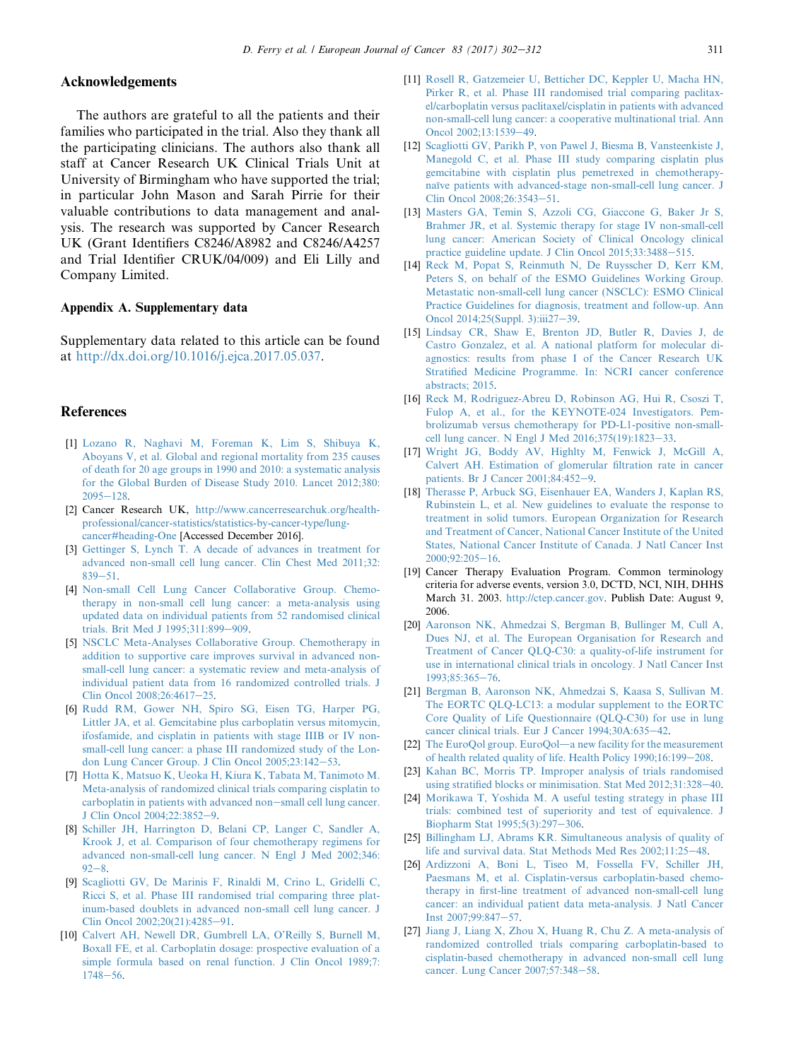## Acknowledgements

The authors are grateful to all the patients and their families who participated in the trial. Also they thank all the participating clinicians. The authors also thank all staff at Cancer Research UK Clinical Trials Unit at University of Birmingham who have supported the trial; in particular John Mason and Sarah Pirrie for their valuable contributions to data management and analysis. The research was supported by Cancer Research UK (Grant Identifiers C8246/A8982 and C8246/A4257 and Trial Identifier CRUK/04/009) and Eli Lilly and Company Limited.

## Appendix A. Supplementary data

Supplementary data related to this article can be found at http://dx.doi.org/10.1016/j.ejca.2017.05.037.

## References

[1] Lozano R, Naghavi M, Foreman K, Lim S, Shibuya K, Aboyans V, et al. Global and regional mortality from 235 causes of death for 20 age groups in 1990 and 2010: a systematic analysis for the Global Burden of Disease Study 2010. Lancet 2012;380: 2095–128.

[2] Cancer Research UK, http://www.cancerresearchuk.org/health-professional/cancer-statistics/statistics-by-cancer-type/lung-cancer#heading-One [Accessed December 2016].

[3] Gettinger S, Lynch T. A decade of advances in treatment for advanced non-small cell lung cancer. Clin Chest Med 2011;32: 839–51.

[4] Non-small Cell Lung Cancer Collaborative Group. Chemotherapy in non-small cell lung cancer: a meta-analysis using updated data on individual patients from 52 randomised clinical trials. Brit Med J 1995;311:899–909.

[5] NSCLC Meta-Analyses Collaborative Group. Chemotherapy in addition to supportive care improves survival in advanced non-small-cell lung cancer: a systematic review and meta-analysis of individual patient data from 16 randomized controlled trials. J Clin Oncol 2008;26:4617–25.

[6] Rudd RM, Gower NH, Spiro SG, Eisen TG, Harper PG, Littler JA, et al. Gemcitabine plus carboplatin versus mitomycin, ifosfamide, and cisplatin in patients with stage IIIB or IV non-small-cell lung cancer: a phase III randomized study of the London Lung Cancer Group. J Clin Oncol 2005;23:142–53.

[7] Hotta K, Matsuo K, Ueoka H, Kiura K, Tabata M, Tanimoto M. Meta-analysis of randomized clinical trials comparing cisplatin to carboplatin in patients with advanced non–small cell lung cancer. J Clin Oncol 2004;22:3852–9.

[8] Schiller JH, Harrington D, Belani CP, Langer C, Sandler A, Krook J, et al. Comparison of four chemotherapy regimens for advanced non-small-cell lung cancer. N Engl J Med 2002;346: 92–8.

[9] Scagliotti GV, De Marinis F, Rinaldi M, Crino L, Gridelli C, Ricci S, et al. Phase III randomised trial comparing three platinum-based doublets in advanced non small cell lung cancer. J Clin Oncol 2002;20(21):4285–91.

[10] Calvert AH, Newell DR, Gumbrell LA, O'Reilly S, Burnell M, Boxall FE, et al. Carboplatin dosage: prospective evaluation of a simple formula based on renal function. J Clin Oncol 1989;7: 1748–56.

[11] Rosell R, Gatzemeier U, Betticher DC, Keppler U, Macha HN, Pirker R, et al. Phase III randomised trial comparing paclitaxel/carboplatin versus paclitaxel/cisplatin in patients with advanced non-small-cell lung cancer: a cooperative multinational trial. Ann Oncol 2002;13:1539–49.

[12] Scagliotti GV, Parikh P, von Pawel J, Biesma B, Vansteenkiste J, Manegold C, et al. Phase III study comparing cisplatin plus gemcitabine with cisplatin plus pemetrexed in chemotherapy-naïve patients with advanced-stage non-small-cell lung cancer. J Clin Oncol 2008;26:3543–51.

[13] Masters GA, Temin S, Azzoli CG, Giaccone G, Baker Jr S, Brahmer JR, et al. Systemic therapy for stage IV non-small-cell lung cancer: American Society of Clinical Oncology clinical practice guideline update. J Clin Oncol 2015;33:3488–515.

[14] Reck M, Popat S, Reinmuth N, De Ruysscher D, Kerr KM, Peters S, on behalf of the ESMO Guidelines Working Group. Metastatic non-small-cell lung cancer (NSCLC): ESMO Clinical Practice Guidelines for diagnosis, treatment and follow-up. Ann Oncol 2014;25(Suppl. 3):iii27–39.

[15] Lindsay CR, Shaw E, Brenton JD, Butler R, Davies J, de Castro Gonzalez, et al. A national platform for molecular diagnostics: results from phase I of the Cancer Research UK Stratified Medicine Programme. In: NCRI cancer conference abstracts; 2015.

[16] Reck M, Rodriguez-Abreu D, Robinson AG, Hui R, Csoszi T, Fulop A, et al., for the KEYNOTE-024 Investigators. Pembrolizumab versus chemotherapy for PD-L1-positive non-small-cell lung cancer. N Engl J Med 2016;375(19):1823–33.

[17] Wright JG, Boddy AV, Highlty M, Fenwick J, McGill A, Calvert AH. Estimation of glomerular filtration rate in cancer patients. Br J Cancer 2001;84:452–9.

[18] Therasse P, Arbuck SG, Eisenhauer EA, Wanders J, Kaplan RS, Rubinstein L, et al. New guidelines to evaluate the response to treatment in solid tumors. European Organization for Research and Treatment of Cancer, National Cancer Institute of the United States, National Cancer Institute of Canada. J Natl Cancer Inst 2000;92:205–16.

[19] Cancer Therapy Evaluation Program. Common terminology criteria for adverse events, version 3.0, DCTD, NCI, NIH, DHHS March 31. 2003. http://ctep.cancer.gov. Publish Date: August 9, 2006.

[20] Aaronson NK, Ahmedzai S, Bergman B, Bullinger M, Cull A, Dues NJ, et al. The European Organisation for Research and Treatment of Cancer QLQ-C30: a quality-of-life instrument for use in international clinical trials in oncology. J Natl Cancer Inst 1993;85:365–76.

[21] Bergman B, Aaronson NK, Ahmedzai S, Kaasa S, Sullivan M. The EORTC QLQ-LC13: a modular supplement to the EORTC Core Quality of Life Questionnaire (QLQ-C30) for use in lung cancer clinical trials. Eur J Cancer 1994;30A:635–42.

[22] The EuroQol group. EuroQol—a new facility for the measurement of health related quality of life. Health Policy 1990;16:199–208.

[23] Kahan BC, Morris TP. Improper analysis of trials randomised using stratified blocks or minimisation. Stat Med 2012;31:328–40.

[24] Morikawa T, Yoshida M. A useful testing strategy in phase III trials: combined test of superiority and test of equivalence. J Biopharm Stat 1995;5(3):297–306.

[25] Billingham LJ, Abrams KR. Simultaneous analysis of quality of life and survival data. Stat Methods Med Res 2002;11:25–48.

[26] Ardizzoni A, Boni L, Tiseo M, Fossella FV, Schiller JH, Paesmans M, et al. Cisplatin-versus carboplatin-based chemotherapy in first-line treatment of advanced non-small-cell lung cancer: an individual patient data meta-analysis. J Natl Cancer Inst 2007;99:847–57.

[27] Jiang J, Liang X, Zhou X, Huang R, Chu Z. A meta-analysis of randomized controlled trials comparing carboplatin-based to cisplatin-based chemotherapy in advanced non-small cell lung cancer. Lung Cancer 2007;57:348–58.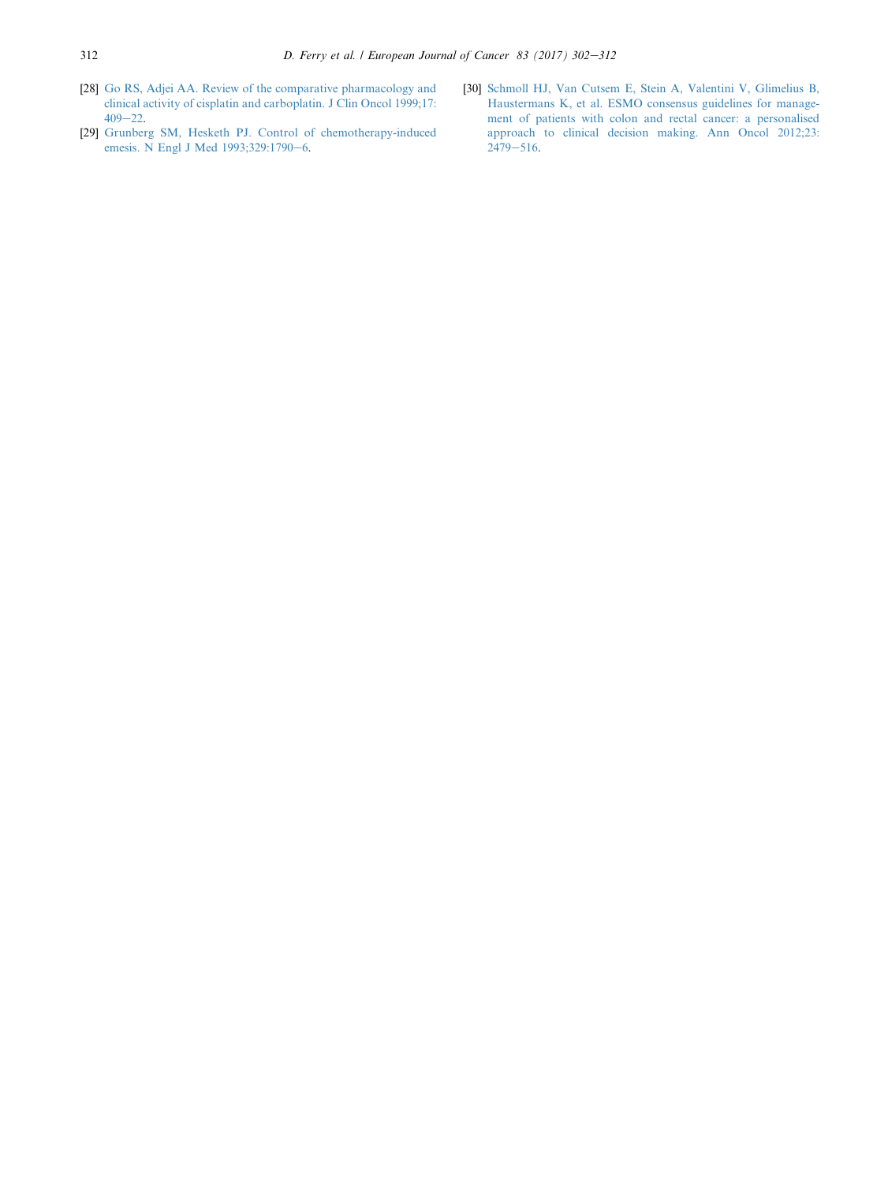[28] Go RS, Adjei AA. Review of the comparative pharmacology and clinical activity of cisplatin and carboplatin. J Clin Oncol 1999;17:409–22.

[29] Grunberg SM, Hesketh PJ. Control of chemotherapy-induced emesis. N Engl J Med 1993;329:1790–6.

[30] Schmoll HJ, Van Cutsem E, Stein A, Valentini V, Glimelius B, Haustermans K, et al. ESMO consensus guidelines for management of patients with colon and rectal cancer: a personalised approach to clinical decision making. Ann Oncol 2012;23:2479–516.